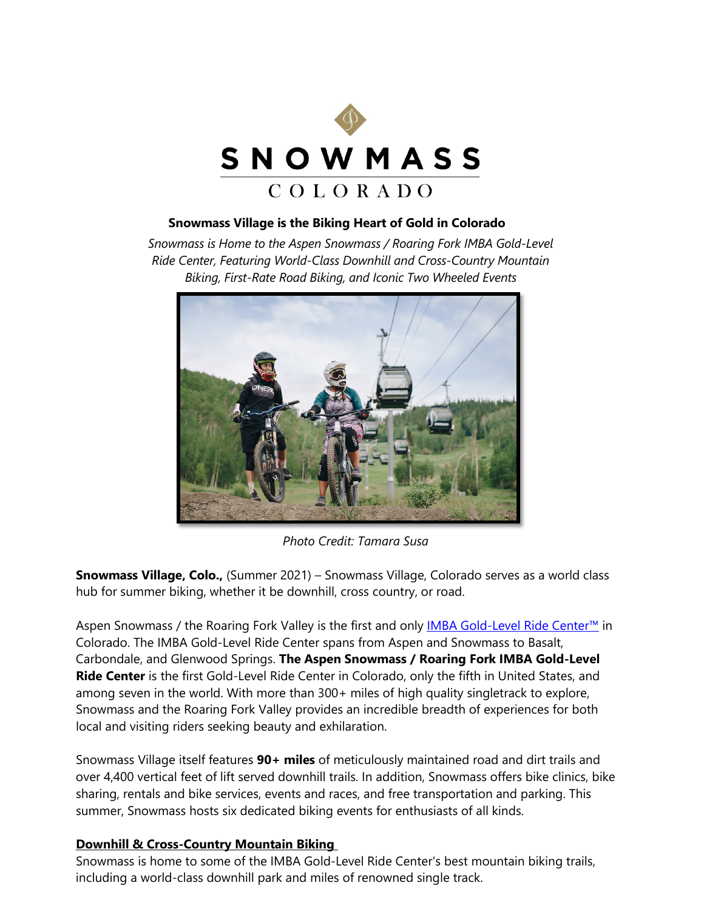SNOWMASS

COLORADO

**Snowmass Village is the Biking Heart of Gold in Colorado**

*Snowmass is Home to the Aspen Snowmass / Roaring Fork IMBA Gold-Level Ride Center, Featuring World-Class Downhill and Cross-Country Mountain Biking, First-Rate Road Biking, and Iconic Two Wheeled Events*

*Photo Credit: Tamara Susa*

**Snowmass Village, Colo.,** (Summer 2021) – Snowmass Village, Colorado serves as a world class hub for summer biking, whether it be downhill, cross country, or road.

Aspen Snowmass / the Roaring Fork Valley is the first and only IMBA Gold-Level Ride Center™ in Colorado. The IMBA Gold-Level Ride Center spans from Aspen and Snowmass to Basalt, Carbondale, and Glenwood Springs. **The Aspen Snowmass / Roaring Fork IMBA Gold-Level Ride Center** is the first Gold-Level Ride Center in Colorado, only the fifth in United States, and among seven in the world. With more than 300+ miles of high quality singletrack to explore, Snowmass and the Roaring Fork Valley provides an incredible breadth of experiences for both local and visiting riders seeking beauty and exhilaration.

Snowmass Village itself features **90+ miles** of meticulously maintained road and dirt trails and over 4,400 vertical feet of lift served downhill trails. In addition, Snowmass offers bike clinics, bike sharing, rentals and bike services, events and races, and free transportation and parking. This summer, Snowmass hosts six dedicated biking events for enthusiasts of all kinds.

## Downhill & Cross-Country Mountain Biking

Snowmass is home to some of the IMBA Gold-Level Ride Center's best mountain biking trails, including a world-class downhill park and miles of renowned single track.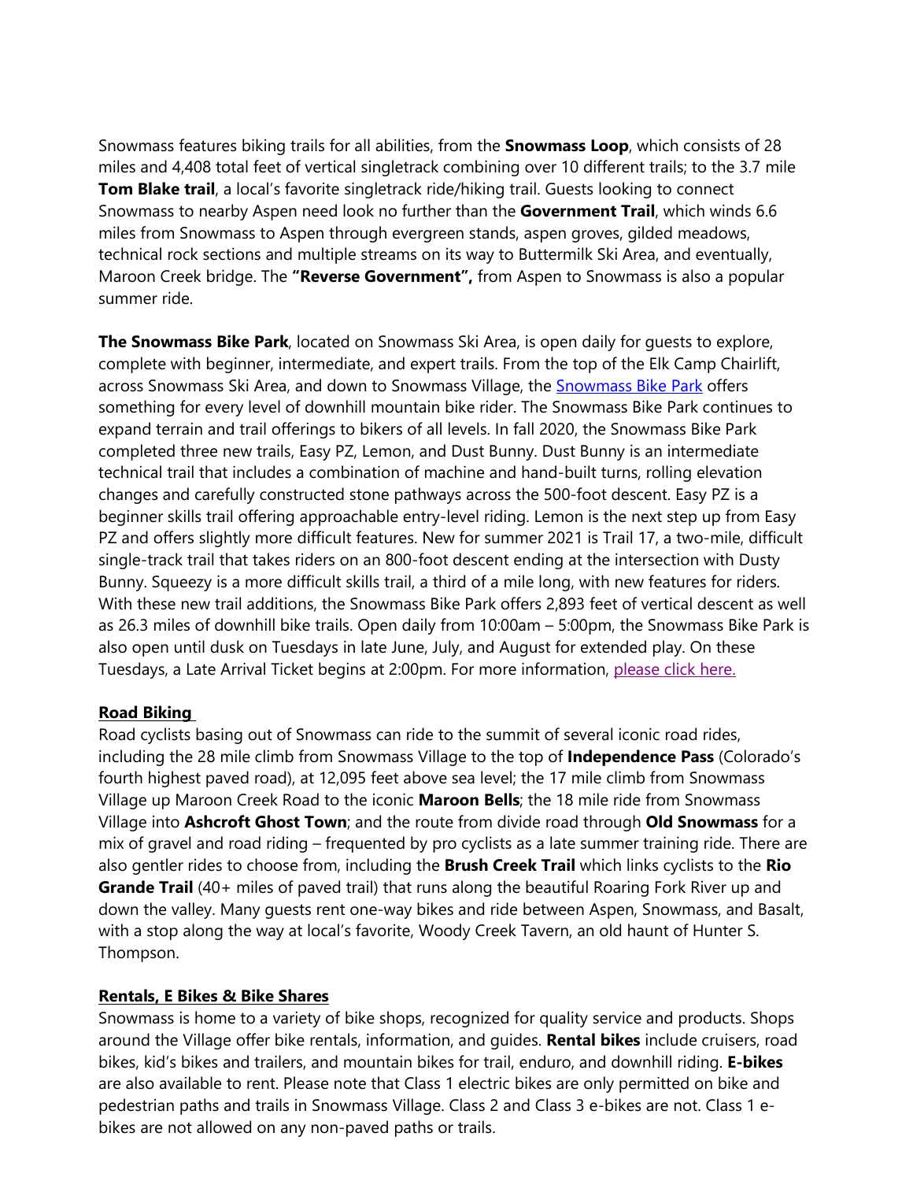Snowmass features biking trails for all abilities, from the **Snowmass Loop**, which consists of 28 miles and 4,408 total feet of vertical singletrack combining over 10 different trails; to the 3.7 mile **Tom Blake trail**, a local's favorite singletrack ride/hiking trail. Guests looking to connect Snowmass to nearby Aspen need look no further than the **Government Trail**, which winds 6.6 miles from Snowmass to Aspen through evergreen stands, aspen groves, gilded meadows, technical rock sections and multiple streams on its way to Buttermilk Ski Area, and eventually, Maroon Creek bridge. The **"Reverse Government",** from Aspen to Snowmass is also a popular summer ride.

**The Snowmass Bike Park**, located on Snowmass Ski Area, is open daily for guests to explore, complete with beginner, intermediate, and expert trails. From the top of the Elk Camp Chairlift, across Snowmass Ski Area, and down to Snowmass Village, the [Snowmass Bike Park]() offers something for every level of downhill mountain bike rider. The Snowmass Bike Park continues to expand terrain and trail offerings to bikers of all levels. In fall 2020, the Snowmass Bike Park completed three new trails, Easy PZ, Lemon, and Dust Bunny. Dust Bunny is an intermediate technical trail that includes a combination of machine and hand-built turns, rolling elevation changes and carefully constructed stone pathways across the 500-foot descent. Easy PZ is a beginner skills trail offering approachable entry-level riding. Lemon is the next step up from Easy PZ and offers slightly more difficult features. New for summer 2021 is Trail 17, a two-mile, difficult single-track trail that takes riders on an 800-foot descent ending at the intersection with Dusty Bunny. Squeezy is a more difficult skills trail, a third of a mile long, with new features for riders. With these new trail additions, the Snowmass Bike Park offers 2,893 feet of vertical descent as well as 26.3 miles of downhill bike trails. Open daily from 10:00am – 5:00pm, the Snowmass Bike Park is also open until dusk on Tuesdays in late June, July, and August for extended play. On these Tuesdays, a Late Arrival Ticket begins at 2:00pm. For more information, [please click here.]()

## Road Biking

Road cyclists basing out of Snowmass can ride to the summit of several iconic road rides, including the 28 mile climb from Snowmass Village to the top of **Independence Pass** (Colorado's fourth highest paved road), at 12,095 feet above sea level; the 17 mile climb from Snowmass Village up Maroon Creek Road to the iconic **Maroon Bells**; the 18 mile ride from Snowmass Village into **Ashcroft Ghost Town**; and the route from divide road through **Old Snowmass** for a mix of gravel and road riding – frequented by pro cyclists as a late summer training ride. There are also gentler rides to choose from, including the **Brush Creek Trail** which links cyclists to the **Rio Grande Trail** (40+ miles of paved trail) that runs along the beautiful Roaring Fork River up and down the valley. Many guests rent one-way bikes and ride between Aspen, Snowmass, and Basalt, with a stop along the way at local's favorite, Woody Creek Tavern, an old haunt of Hunter S. Thompson.

## Rentals, E Bikes & Bike Shares

Snowmass is home to a variety of bike shops, recognized for quality service and products. Shops around the Village offer bike rentals, information, and guides. **Rental bikes** include cruisers, road bikes, kid's bikes and trailers, and mountain bikes for trail, enduro, and downhill riding. **E-bikes** are also available to rent. Please note that Class 1 electric bikes are only permitted on bike and pedestrian paths and trails in Snowmass Village. Class 2 and Class 3 e-bikes are not. Class 1 e-bikes are not allowed on any non-paved paths or trails.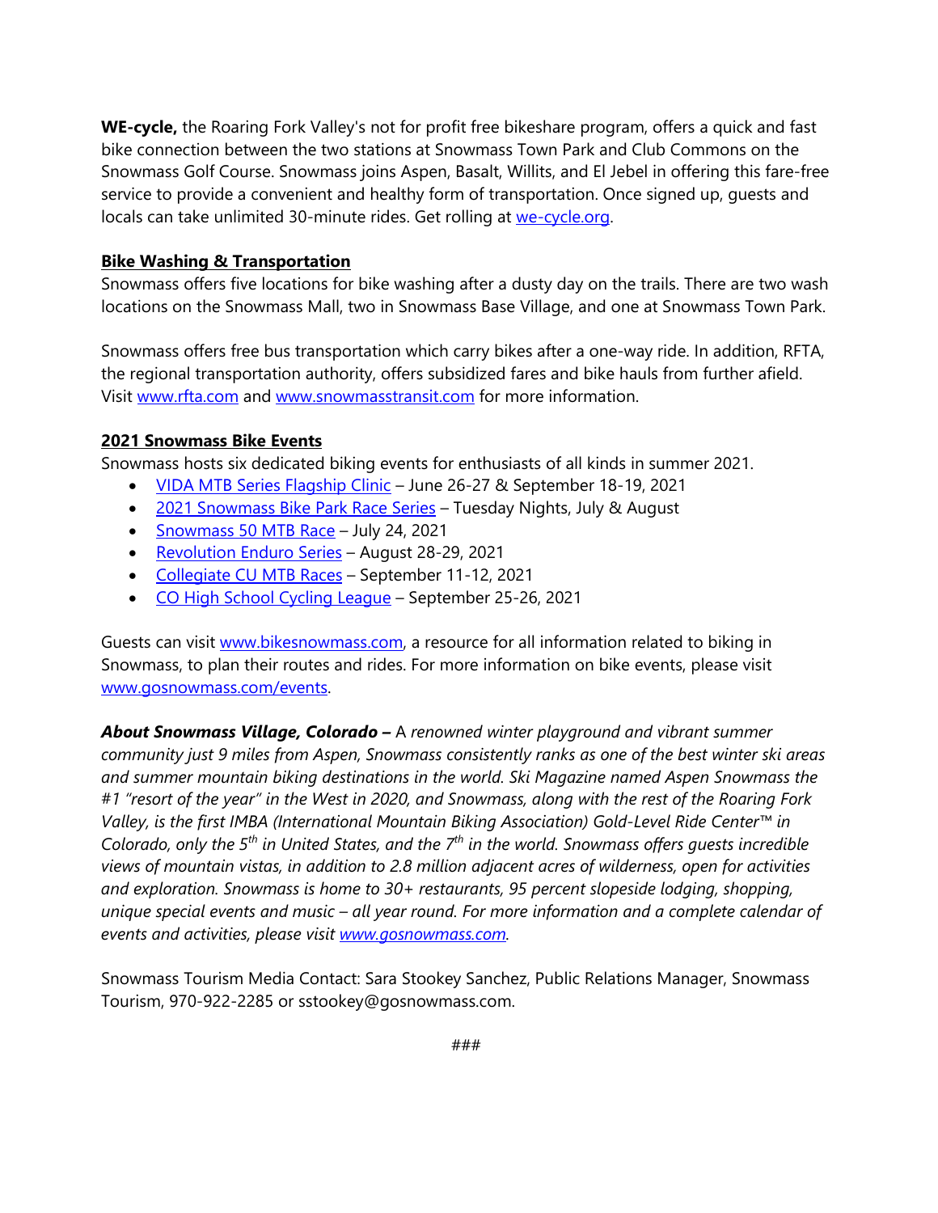**WE-cycle,** the Roaring Fork Valley's not for profit free bikeshare program, offers a quick and fast bike connection between the two stations at Snowmass Town Park and Club Commons on the Snowmass Golf Course. Snowmass joins Aspen, Basalt, Willits, and El Jebel in offering this fare-free service to provide a convenient and healthy form of transportation. Once signed up, guests and locals can take unlimited 30-minute rides. Get rolling at we-cycle.org.

## Bike Washing & Transportation

Snowmass offers five locations for bike washing after a dusty day on the trails. There are two wash locations on the Snowmass Mall, two in Snowmass Base Village, and one at Snowmass Town Park.

Snowmass offers free bus transportation which carry bikes after a one-way ride. In addition, RFTA, the regional transportation authority, offers subsidized fares and bike hauls from further afield. Visit www.rfta.com and www.snowmasstransit.com for more information.

## 2021 Snowmass Bike Events

Snowmass hosts six dedicated biking events for enthusiasts of all kinds in summer 2021.

- VIDA MTB Series Flagship Clinic – June 26-27 & September 18-19, 2021
- 2021 Snowmass Bike Park Race Series – Tuesday Nights, July & August
- Snowmass 50 MTB Race – July 24, 2021
- Revolution Enduro Series – August 28-29, 2021
- Collegiate CU MTB Races – September 11-12, 2021
- CO High School Cycling League – September 25-26, 2021

Guests can visit www.bikesnowmass.com, a resource for all information related to biking in Snowmass, to plan their routes and rides. For more information on bike events, please visit www.gosnowmass.com/events.

***About Snowmass Village, Colorado –*** A *renowned winter playground and vibrant summer community just 9 miles from Aspen, Snowmass consistently ranks as one of the best winter ski areas and summer mountain biking destinations in the world. Ski Magazine named Aspen Snowmass the #1 "resort of the year" in the West in 2020, and Snowmass, along with the rest of the Roaring Fork Valley, is the first IMBA (International Mountain Biking Association) Gold-Level Ride Center™ in Colorado, only the 5th in United States, and the 7th in the world. Snowmass offers guests incredible views of mountain vistas, in addition to 2.8 million adjacent acres of wilderness, open for activities and exploration. Snowmass is home to 30+ restaurants, 95 percent slopeside lodging, shopping, unique special events and music – all year round. For more information and a complete calendar of events and activities, please visit www.gosnowmass.com.*

Snowmass Tourism Media Contact: Sara Stookey Sanchez, Public Relations Manager, Snowmass Tourism, 970-922-2285 or sstookey@gosnowmass.com.

###